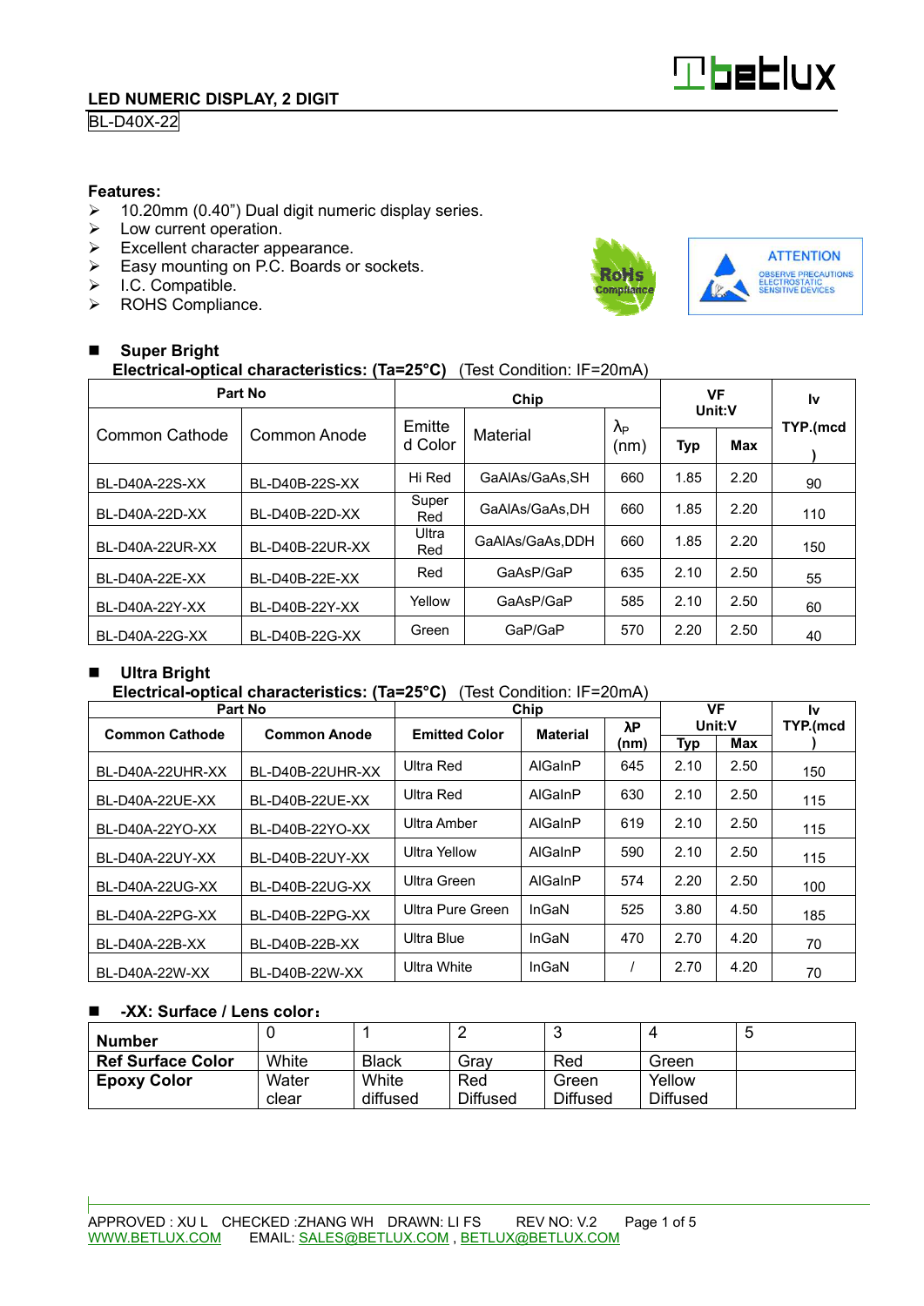# LED NUMERIC DISPLAY, 2 DIGIT

BL-D40X-22

**Features:**

- 10.20mm (0.40") Dual digit numeric display series.
- Low current operation.
- Excellent character appearance.
- Easy mounting on P.C. Boards or sockets.
- I.C. Compatible.
- ROHS Compliance.

RoHS Compliance

ATTENTION
OBSERVE PRECAUTIONS
ELECTROSTATIC
SENSITIVE DEVICES

## Super Bright

**Electrical-optical characteristics: (Ta=25°C)** (Test Condition: IF=20mA)

| Part No | | Chip | | | VF Unit:V | | Iv |
|---|---|---|---|---|---|---|---|
| Common Cathode | Common Anode | Emitted Color | Material | λP (nm) | Typ | Max | TYP.(mcd) |
| BL-D40A-22S-XX | BL-D40B-22S-XX | Hi Red | GaAlAs/GaAs,SH | 660 | 1.85 | 2.20 | 90 |
| BL-D40A-22D-XX | BL-D40B-22D-XX | Super Red | GaAlAs/GaAs,DH | 660 | 1.85 | 2.20 | 110 |
| BL-D40A-22UR-XX | BL-D40B-22UR-XX | Ultra Red | GaAlAs/GaAs,DDH | 660 | 1.85 | 2.20 | 150 |
| BL-D40A-22E-XX | BL-D40B-22E-XX | Red | GaAsP/GaP | 635 | 2.10 | 2.50 | 55 |
| BL-D40A-22Y-XX | BL-D40B-22Y-XX | Yellow | GaAsP/GaP | 585 | 2.10 | 2.50 | 60 |
| BL-D40A-22G-XX | BL-D40B-22G-XX | Green | GaP/GaP | 570 | 2.20 | 2.50 | 40 |

## Ultra Bright

**Electrical-optical characteristics: (Ta=25°C)** (Test Condition: IF=20mA)

| Part No | | Chip | | | VF Unit:V | | Iv |
|---|---|---|---|---|---|---|---|
| Common Cathode | Common Anode | Emitted Color | Material | λP (nm) | Typ | Max | TYP.(mcd) |
| BL-D40A-22UHR-XX | BL-D40B-22UHR-XX | Ultra Red | AlGaInP | 645 | 2.10 | 2.50 | 150 |
| BL-D40A-22UE-XX | BL-D40B-22UE-XX | Ultra Red | AlGaInP | 630 | 2.10 | 2.50 | 115 |
| BL-D40A-22YO-XX | BL-D40B-22YO-XX | Ultra Amber | AlGaInP | 619 | 2.10 | 2.50 | 115 |
| BL-D40A-22UY-XX | BL-D40B-22UY-XX | Ultra Yellow | AlGaInP | 590 | 2.10 | 2.50 | 115 |
| BL-D40A-22UG-XX | BL-D40B-22UG-XX | Ultra Green | AlGaInP | 574 | 2.20 | 2.50 | 100 |
| BL-D40A-22PG-XX | BL-D40B-22PG-XX | Ultra Pure Green | InGaN | 525 | 3.80 | 4.50 | 185 |
| BL-D40A-22B-XX | BL-D40B-22B-XX | Ultra Blue | InGaN | 470 | 2.70 | 4.20 | 70 |
| BL-D40A-22W-XX | BL-D40B-22W-XX | Ultra White | InGaN | / | 2.70 | 4.20 | 70 |

## -XX: Surface / Lens color:

| Number | 0 | 1 | 2 | 3 | 4 | 5 |
|---|---|---|---|---|---|---|
| Ref Surface Color | White | Black | Gray | Red | Green | |
| Epoxy Color | Water clear | White diffused | Red Diffused | Green Diffused | Yellow Diffused | |

APPROVED : XU L CHECKED :ZHANG WH DRAWN: LI FS REV NO: V.2

WWW.BETLUX.COM EMAIL: SALES@BETLUX.COM , BETLUX@BETLUX.COM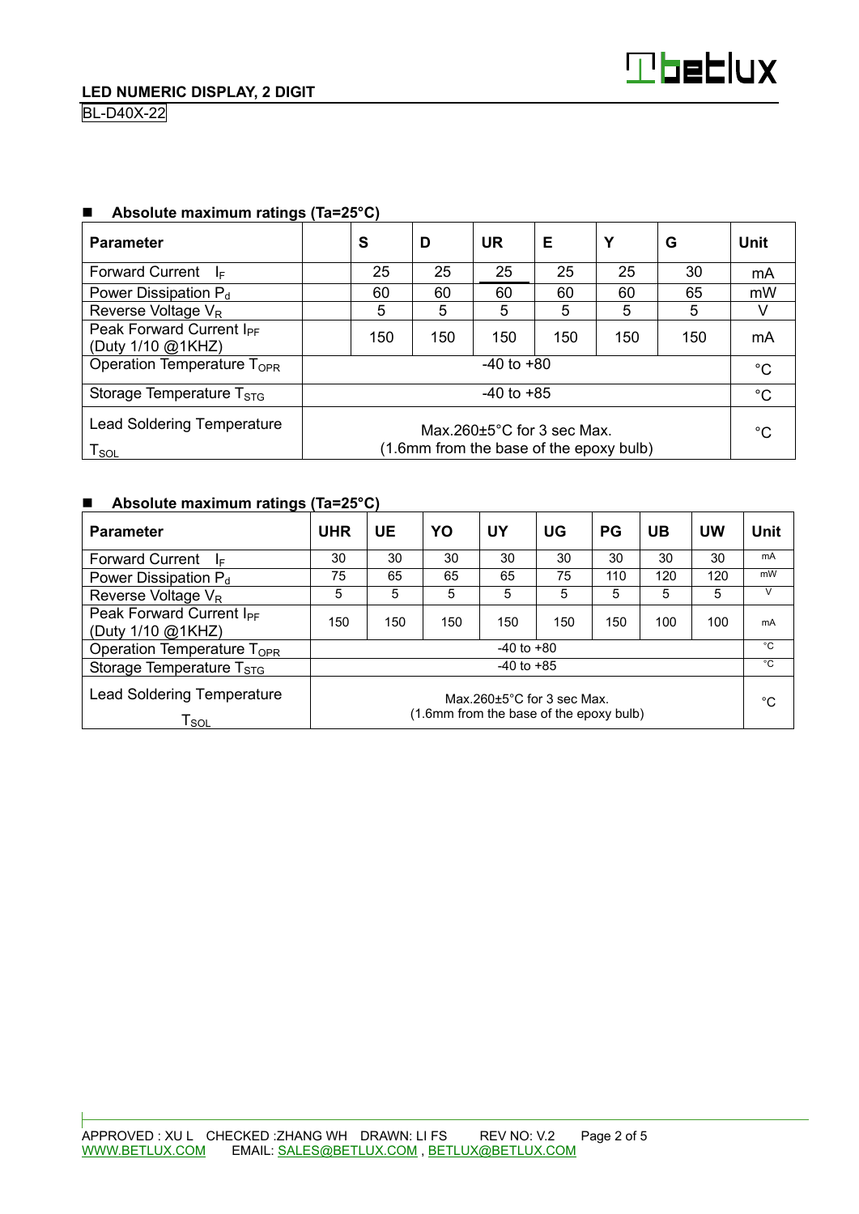## Absolute maximum ratings (Ta=25°C)

| Parameter | | S | D | UR | E | Y | G | Unit |
|---|---|---|---|---|---|---|---|---|
| Forward Current $I_F$ | | 25 | 25 | 25 | 25 | 25 | 30 | mA |
| Power Dissipation $P_d$ | | 60 | 60 | 60 | 60 | 60 | 65 | mW |
| Reverse Voltage $V_R$ | | 5 | 5 | 5 | 5 | 5 | 5 | V |
| Peak Forward Current $I_{PF}$ (Duty 1/10 @1KHZ) | | 150 | 150 | 150 | 150 | 150 | 150 | mA |
| Operation Temperature $T_{OPR}$ | -40 to +80 | | | | | | | °C |
| Storage Temperature $T_{STG}$ | -40 to +85 | | | | | | | °C |
| Lead Soldering Temperature $T_{SOL}$ | Max.260±5°C for 3 sec Max. (1.6mm from the base of the epoxy bulb) | | | | | | | °C |

## Absolute maximum ratings (Ta=25°C)

| Parameter | UHR | UE | YO | UY | UG | PG | UB | UW | Unit |
|---|---|---|---|---|---|---|---|---|---|
| Forward Current $I_F$ | 30 | 30 | 30 | 30 | 30 | 30 | 30 | 30 | mA |
| Power Dissipation $P_d$ | 75 | 65 | 65 | 65 | 75 | 110 | 120 | 120 | mW |
| Reverse Voltage $V_R$ | 5 | 5 | 5 | 5 | 5 | 5 | 5 | 5 | V |
| Peak Forward Current $I_{PF}$ (Duty 1/10 @1KHZ) | 150 | 150 | 150 | 150 | 150 | 150 | 100 | 100 | mA |
| Operation Temperature $T_{OPR}$ | -40 to +80 | | | | | | | | °C |
| Storage Temperature $T_{STG}$ | -40 to +85 | | | | | | | | °C |
| Lead Soldering Temperature $T_{SOL}$ | Max.260±5°C for 3 sec Max. (1.6mm from the base of the epoxy bulb) | | | | | | | | °C |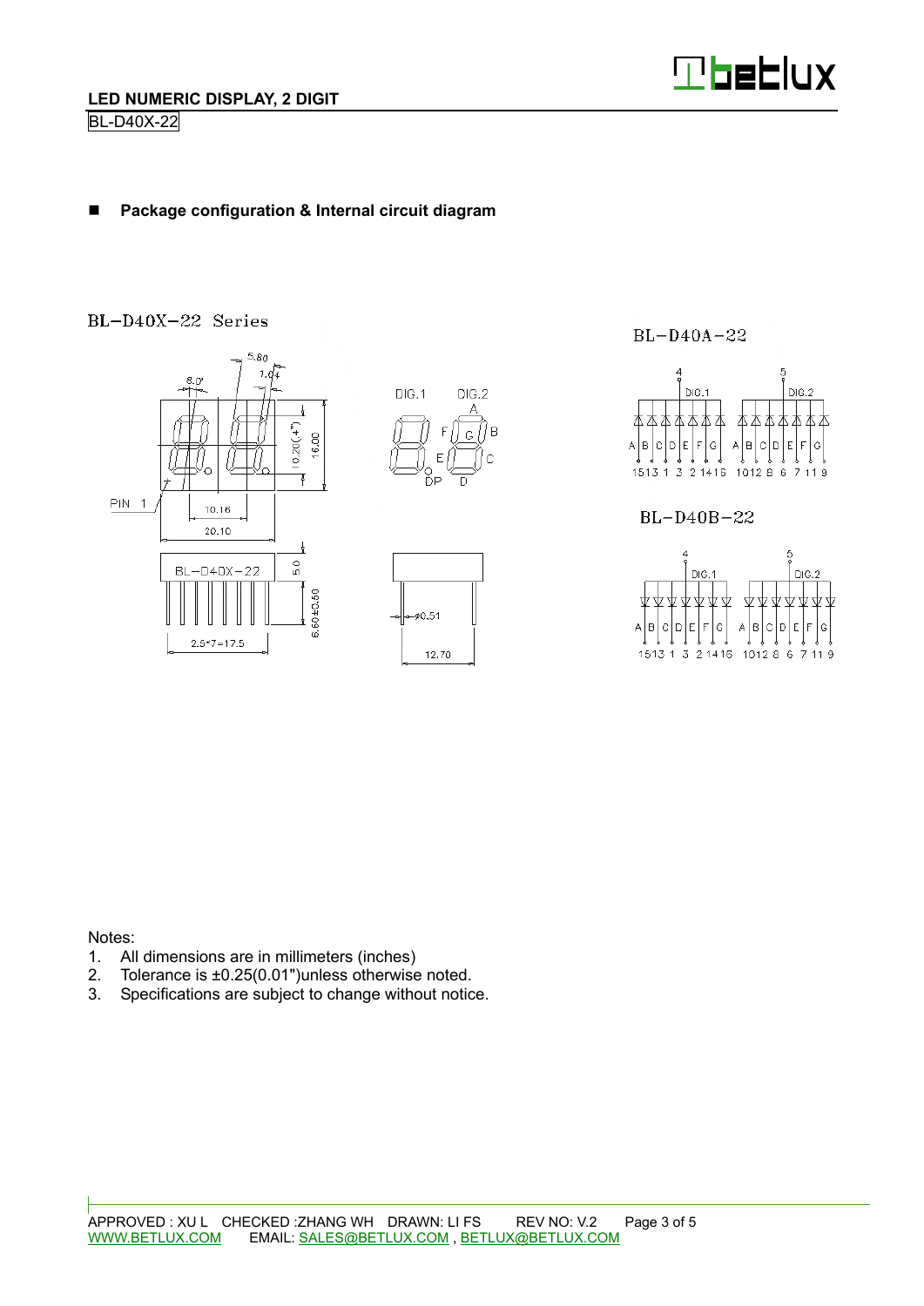## LED NUMERIC DISPLAY, 2 DIGIT

BL-D40X-22

- **Package configuration & Internal circuit diagram**

BL-D40X-22 Series

BL-D40A-22

BL-D40B-22

Notes:

1. All dimensions are in millimeters (inches)
2. Tolerance is ±0.25(0.01")unless otherwise noted.
3. Specifications are subject to change without notice.

APPROVED : XU L CHECKED :ZHANG WH DRAWN: LI FS REV NO: V.2

WWW.BETLUX.COM EMAIL: SALES@BETLUX.COM , BETLUX@BETLUX.COM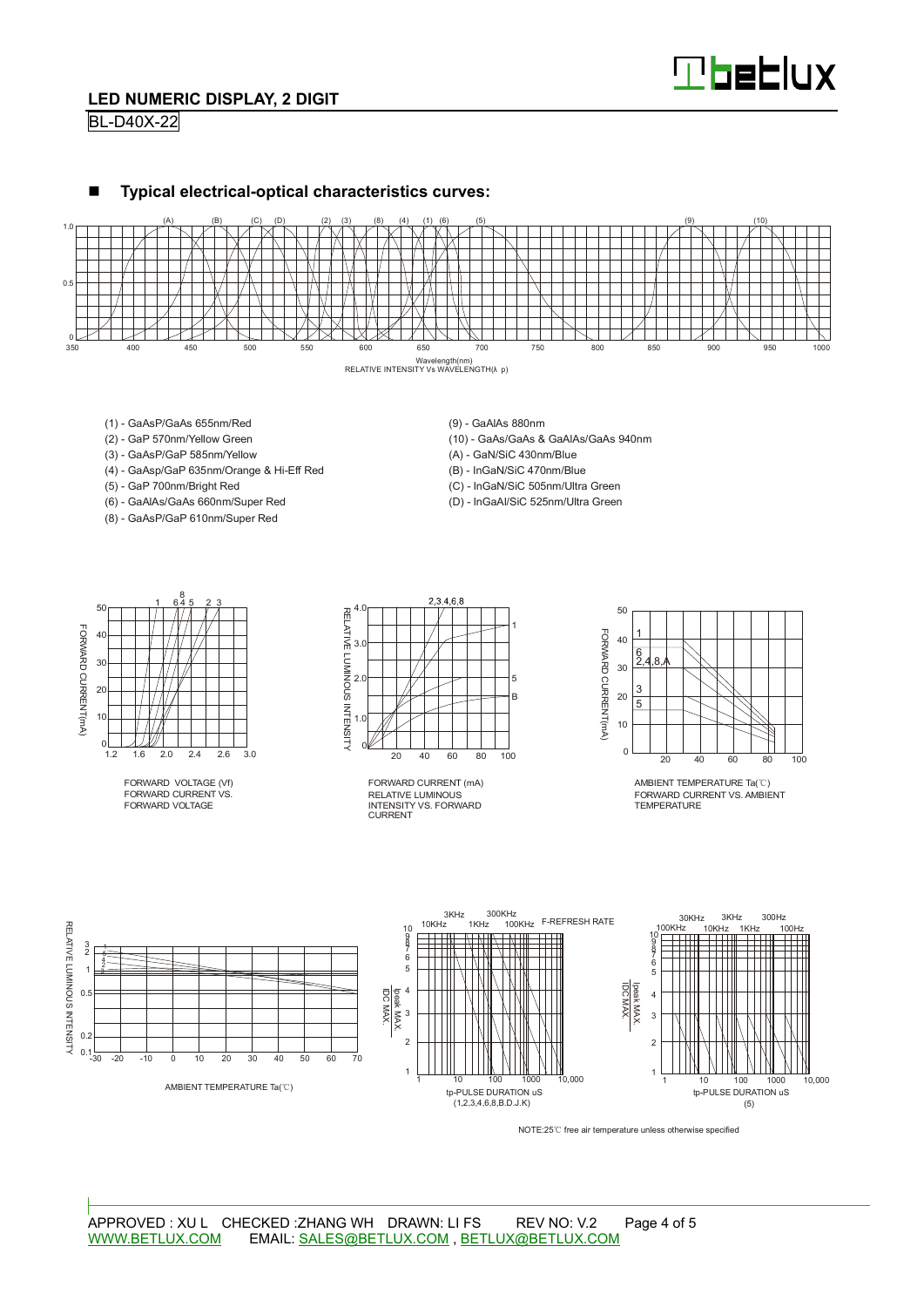## Typical electrical-optical characteristics curves:

Wavelength(nm)
RELATIVE INTENSITY Vs WAVELENGTH(λ p)

- (1) - GaAsP/GaAs 655nm/Red
- (2) - GaP 570nm/Yellow Green
- (3) - GaAsP/GaP 585nm/Yellow
- (4) - GaAsp/GaP 635nm/Orange & Hi-Eff Red
- (5) - GaP 700nm/Bright Red
- (6) - GaAlAs/GaAs 660nm/Super Red
- (8) - GaAsP/GaP 610nm/Super Red
- (9) - GaAlAs 880nm
- (10) - GaAs/GaAs & GaAlAs/GaAs 940nm
- (A) - GaN/SiC 430nm/Blue
- (B) - InGaN/SiC 470nm/Blue
- (C) - InGaN/SiC 505nm/Ultra Green
- (D) - InGaAl/SiC 525nm/Ultra Green

FORWARD VOLTAGE (Vf)
FORWARD CURRENT VS. FORWARD VOLTAGE

FORWARD CURRENT (mA)
RELATIVE LUMINOUS INTENSITY VS. FORWARD CURRENT

AMBIENT TEMPERATURE Ta(℃)
FORWARD CURRENT VS. AMBIENT TEMPERATURE

AMBIENT TEMPERATURE Ta(℃)

tp-PULSE DURATION uS
(1,2,3,4,6,8,B.D.J.K)

tp-PULSE DURATION uS
(5)

NOTE:25℃ free air temperature unless otherwise specified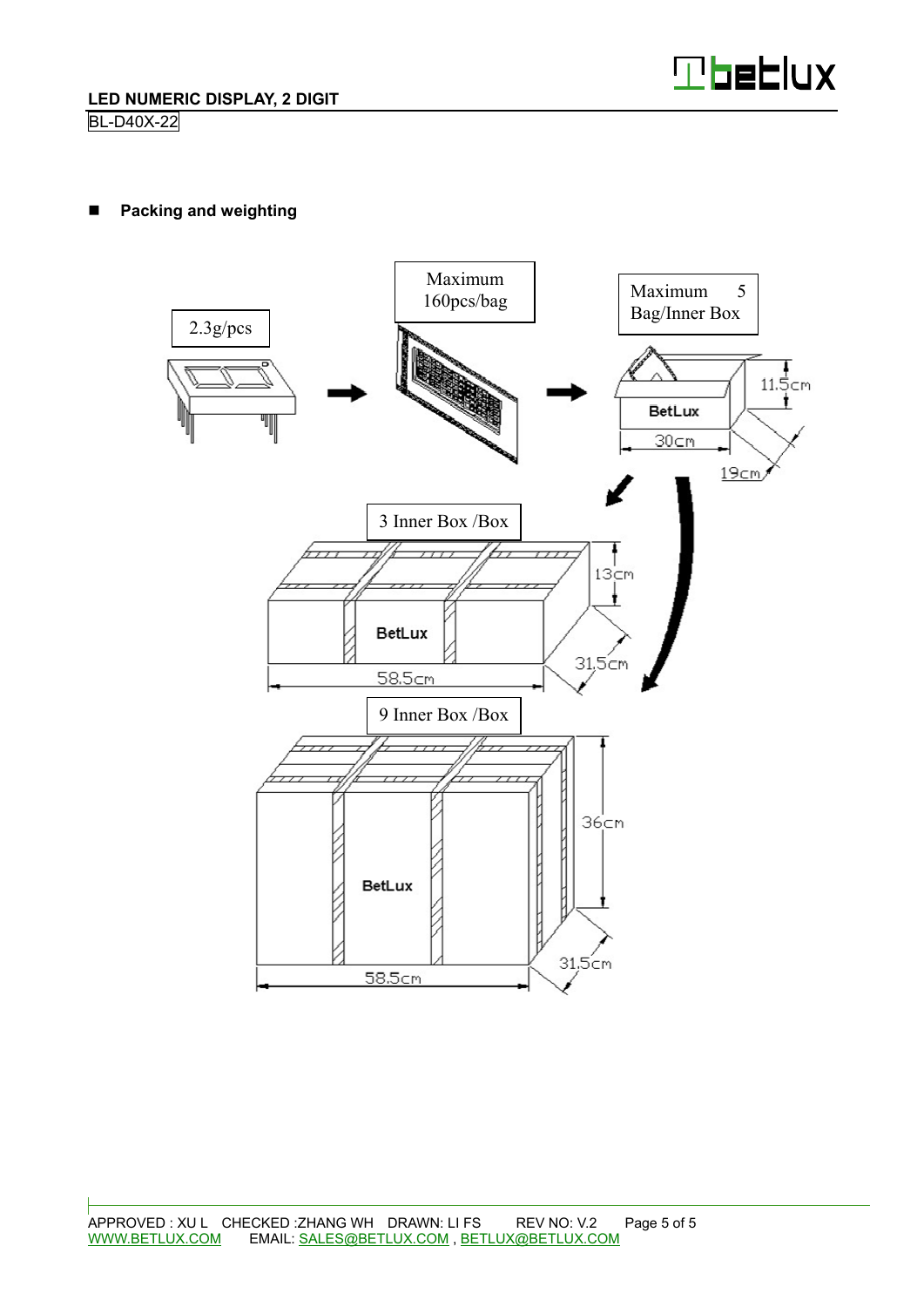## Packing and weighting

2.3g/pcs

Maximum 160pcs/bag

Maximum 5 Bag/Inner Box

BetLux

11.5cm

30cm

19cm

3 Inner Box /Box

13cm

BetLux

31.5cm

58.5cm

9 Inner Box /Box

36cm

BetLux

31.5cm

58.5cm